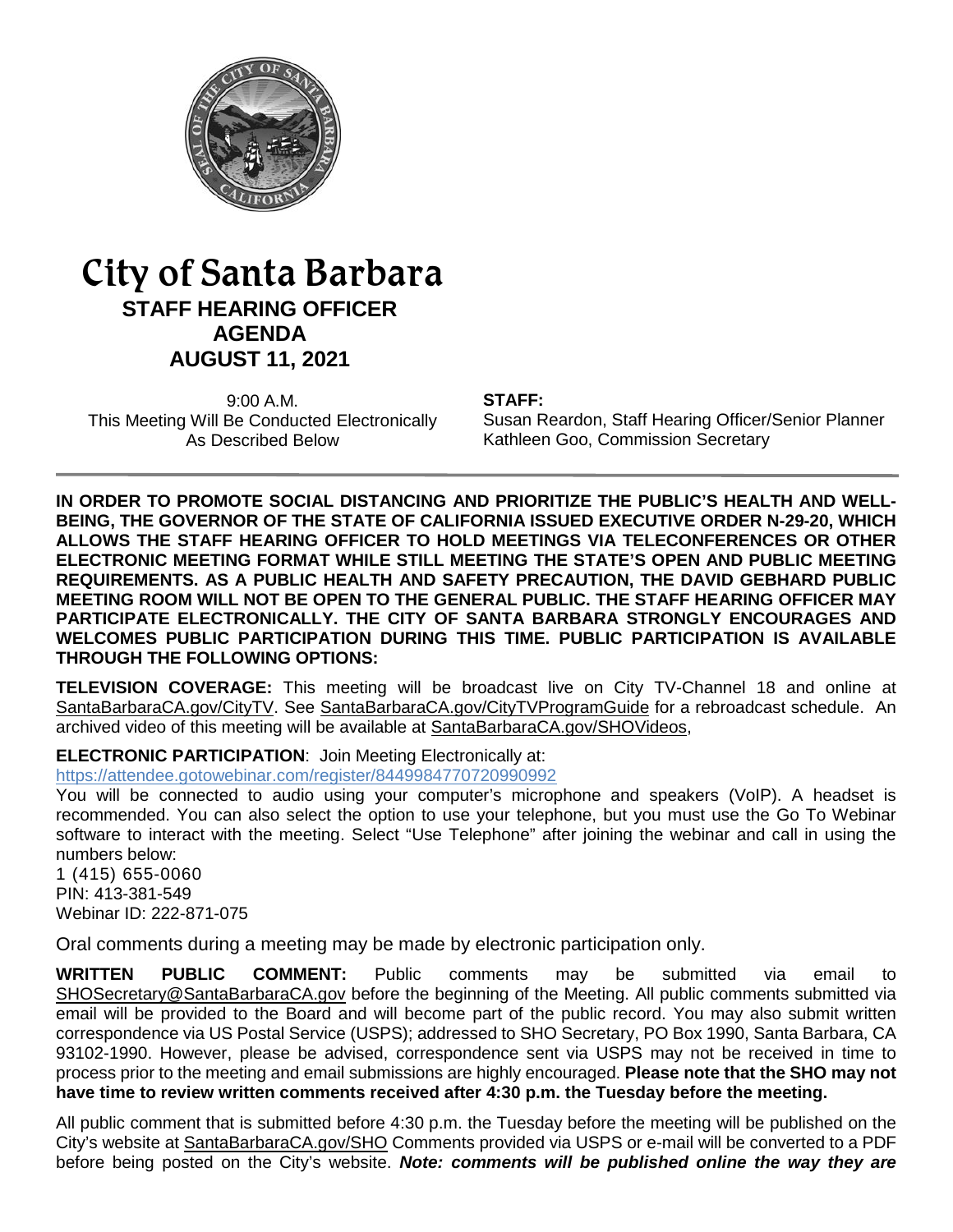# City of Santa Barbara

## STAFF HEARING OFFICER AGENDA

## AUGUST 11, 2021

9:00 A.M.
This Meeting Will Be Conducted Electronically
As Described Below

**STAFF:**
Susan Reardon, Staff Hearing Officer/Senior Planner
Kathleen Goo, Commission Secretary

**IN ORDER TO PROMOTE SOCIAL DISTANCING AND PRIORITIZE THE PUBLIC'S HEALTH AND WELL-BEING, THE GOVERNOR OF THE STATE OF CALIFORNIA ISSUED EXECUTIVE ORDER N-29-20, WHICH ALLOWS THE STAFF HEARING OFFICER TO HOLD MEETINGS VIA TELECONFERENCES OR OTHER ELECTRONIC MEETING FORMAT WHILE STILL MEETING THE STATE'S OPEN AND PUBLIC MEETING REQUIREMENTS. AS A PUBLIC HEALTH AND SAFETY PRECAUTION, THE DAVID GEBHARD PUBLIC MEETING ROOM WILL NOT BE OPEN TO THE GENERAL PUBLIC. THE STAFF HEARING OFFICER MAY PARTICIPATE ELECTRONICALLY. THE CITY OF SANTA BARBARA STRONGLY ENCOURAGES AND WELCOMES PUBLIC PARTICIPATION DURING THIS TIME. PUBLIC PARTICIPATION IS AVAILABLE THROUGH THE FOLLOWING OPTIONS:**

**TELEVISION COVERAGE:** This meeting will be broadcast live on City TV-Channel 18 and online at SantaBarbaraCA.gov/CityTV. See SantaBarbaraCA.gov/CityTVProgramGuide for a rebroadcast schedule. An archived video of this meeting will be available at SantaBarbaraCA.gov/SHOVideos,

**ELECTRONIC PARTICIPATION**: Join Meeting Electronically at:
https://attendee.gotowebinar.com/register/8449984770720990992

You will be connected to audio using your computer's microphone and speakers (VoIP). A headset is recommended. You can also select the option to use your telephone, but you must use the Go To Webinar software to interact with the meeting. Select "Use Telephone" after joining the webinar and call in using the numbers below:

1 (415) 655-0060
PIN: 413-381-549
Webinar ID: 222-871-075

Oral comments during a meeting may be made by electronic participation only.

**WRITTEN PUBLIC COMMENT:** Public comments may be submitted via email to SHOSecretary@SantaBarbaraCA.gov before the beginning of the Meeting. All public comments submitted via email will be provided to the Board and will become part of the public record. You may also submit written correspondence via US Postal Service (USPS); addressed to SHO Secretary, PO Box 1990, Santa Barbara, CA 93102-1990. However, please be advised, correspondence sent via USPS may not be received in time to process prior to the meeting and email submissions are highly encouraged. **Please note that the SHO may not have time to review written comments received after 4:30 p.m. the Tuesday before the meeting.**

All public comment that is submitted before 4:30 p.m. the Tuesday before the meeting will be published on the City's website at SantaBarbaraCA.gov/SHO Comments provided via USPS or e-mail will be converted to a PDF before being posted on the City's website. ***Note: comments will be published online the way they are***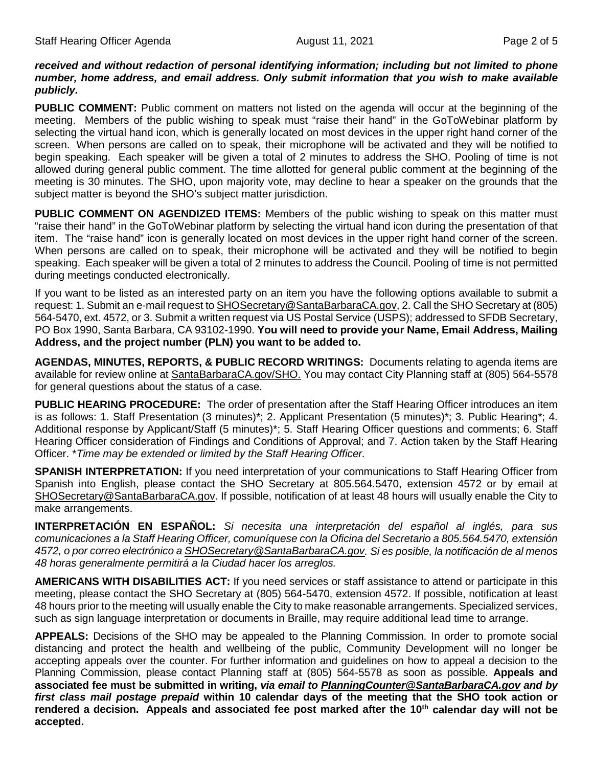***received and without redaction of personal identifying information; including but not limited to phone number, home address, and email address. Only submit information that you wish to make available publicly.***

**PUBLIC COMMENT:** Public comment on matters not listed on the agenda will occur at the beginning of the meeting. Members of the public wishing to speak must "raise their hand" in the GoToWebinar platform by selecting the virtual hand icon, which is generally located on most devices in the upper right hand corner of the screen. When persons are called on to speak, their microphone will be activated and they will be notified to begin speaking. Each speaker will be given a total of 2 minutes to address the SHO. Pooling of time is not allowed during general public comment. The time allotted for general public comment at the beginning of the meeting is 30 minutes. The SHO, upon majority vote, may decline to hear a speaker on the grounds that the subject matter is beyond the SHO's subject matter jurisdiction.

**PUBLIC COMMENT ON AGENDIZED ITEMS:** Members of the public wishing to speak on this matter must "raise their hand" in the GoToWebinar platform by selecting the virtual hand icon during the presentation of that item. The "raise hand" icon is generally located on most devices in the upper right hand corner of the screen. When persons are called on to speak, their microphone will be activated and they will be notified to begin speaking. Each speaker will be given a total of 2 minutes to address the Council. Pooling of time is not permitted during meetings conducted electronically.

If you want to be listed as an interested party on an item you have the following options available to submit a request: 1. Submit an e-mail request to SHOSecretary@SantaBarbaraCA.gov, 2. Call the SHO Secretary at (805) 564-5470, ext. 4572, or 3. Submit a written request via US Postal Service (USPS); addressed to SFDB Secretary, PO Box 1990, Santa Barbara, CA 93102-1990. **You will need to provide your Name, Email Address, Mailing Address, and the project number (PLN) you want to be added to.**

**AGENDAS, MINUTES, REPORTS, & PUBLIC RECORD WRITINGS:** Documents relating to agenda items are available for review online at SantaBarbaraCA.gov/SHO. You may contact City Planning staff at (805) 564-5578 for general questions about the status of a case.

**PUBLIC HEARING PROCEDURE:** The order of presentation after the Staff Hearing Officer introduces an item is as follows: 1. Staff Presentation (3 minutes)*; 2. Applicant Presentation (5 minutes)*; 3. Public Hearing*; 4. Additional response by Applicant/Staff (5 minutes)*; 5. Staff Hearing Officer questions and comments; 6. Staff Hearing Officer consideration of Findings and Conditions of Approval; and 7. Action taken by the Staff Hearing Officer. **Time may be extended or limited by the Staff Hearing Officer.*

**SPANISH INTERPRETATION:** If you need interpretation of your communications to Staff Hearing Officer from Spanish into English, please contact the SHO Secretary at 805.564.5470, extension 4572 or by email at SHOSecretary@SantaBarbaraCA.gov. If possible, notification of at least 48 hours will usually enable the City to make arrangements.

**INTERPRETACIÓN EN ESPAÑOL:** *Si necesita una interpretación del español al inglés, para sus comunicaciones a la Staff Hearing Officer, comuníquese con la Oficina del Secretario a 805.564.5470, extensión 4572, o por correo electrónico a SHOSecretary@SantaBarbaraCA.gov. Si es posible, la notificación de al menos 48 horas generalmente permitirá a la Ciudad hacer los arreglos.*

**AMERICANS WITH DISABILITIES ACT:** If you need services or staff assistance to attend or participate in this meeting, please contact the SHO Secretary at (805) 564-5470, extension 4572. If possible, notification at least 48 hours prior to the meeting will usually enable the City to make reasonable arrangements. Specialized services, such as sign language interpretation or documents in Braille, may require additional lead time to arrange.

**APPEALS:** Decisions of the SHO may be appealed to the Planning Commission. In order to promote social distancing and protect the health and wellbeing of the public, Community Development will no longer be accepting appeals over the counter. For further information and guidelines on how to appeal a decision to the Planning Commission, please contact Planning staff at (805) 564-5578 as soon as possible. **Appeals and associated fee must be submitted in writing, *via email to PlanningCounter@SantaBarbaraCA.gov and by first class mail postage prepaid* within 10 calendar days of the meeting that the SHO took action or rendered a decision. Appeals and associated fee post marked after the 10th calendar day will not be accepted.**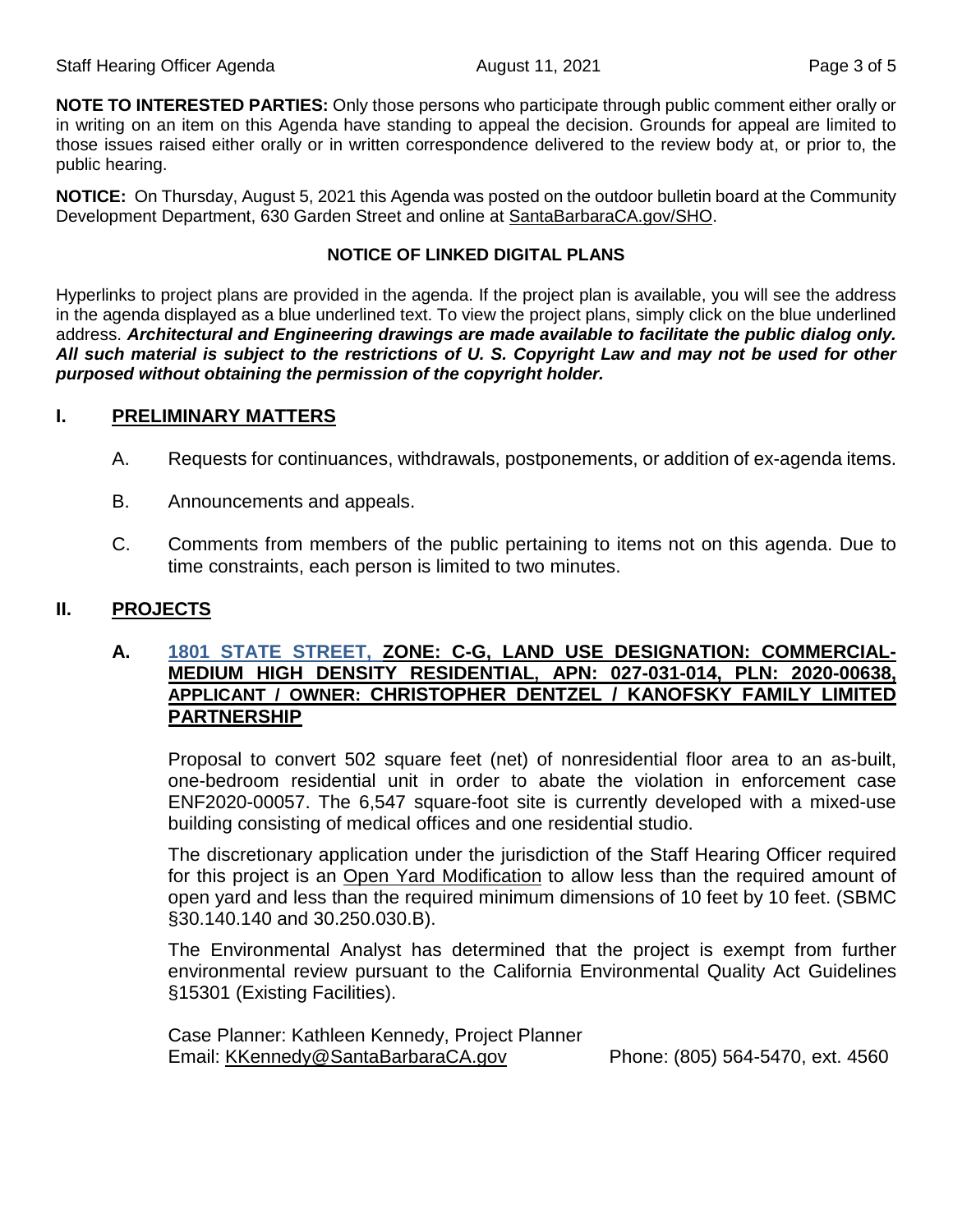**NOTE TO INTERESTED PARTIES:** Only those persons who participate through public comment either orally or in writing on an item on this Agenda have standing to appeal the decision. Grounds for appeal are limited to those issues raised either orally or in written correspondence delivered to the review body at, or prior to, the public hearing.

**NOTICE:** On Thursday, August 5, 2021 this Agenda was posted on the outdoor bulletin board at the Community Development Department, 630 Garden Street and online at SantaBarbaraCA.gov/SHO.

**NOTICE OF LINKED DIGITAL PLANS**

Hyperlinks to project plans are provided in the agenda. If the project plan is available, you will see the address in the agenda displayed as a blue underlined text. To view the project plans, simply click on the blue underlined address. ***Architectural and Engineering drawings are made available to facilitate the public dialog only. All such material is subject to the restrictions of U. S. Copyright Law and may not be used for other purposed without obtaining the permission of the copyright holder.***

## I. PRELIMINARY MATTERS

A. Requests for continuances, withdrawals, postponements, or addition of ex-agenda items.

B. Announcements and appeals.

C. Comments from members of the public pertaining to items not on this agenda. Due to time constraints, each person is limited to two minutes.

## II. PROJECTS

### A. 1801 STATE STREET, ZONE: C-G, LAND USE DESIGNATION: COMMERCIAL-MEDIUM HIGH DENSITY RESIDENTIAL, APN: 027-031-014, PLN: 2020-00638, APPLICANT / OWNER: CHRISTOPHER DENTZEL / KANOFSKY FAMILY LIMITED PARTNERSHIP

Proposal to convert 502 square feet (net) of nonresidential floor area to an as-built, one-bedroom residential unit in order to abate the violation in enforcement case ENF2020-00057. The 6,547 square-foot site is currently developed with a mixed-use building consisting of medical offices and one residential studio.

The discretionary application under the jurisdiction of the Staff Hearing Officer required for this project is an Open Yard Modification to allow less than the required amount of open yard and less than the required minimum dimensions of 10 feet by 10 feet. (SBMC §30.140.140 and 30.250.030.B).

The Environmental Analyst has determined that the project is exempt from further environmental review pursuant to the California Environmental Quality Act Guidelines §15301 (Existing Facilities).

Case Planner: Kathleen Kennedy, Project Planner
Email: KKennedy@SantaBarbaraCA.gov Phone: (805) 564-5470, ext. 4560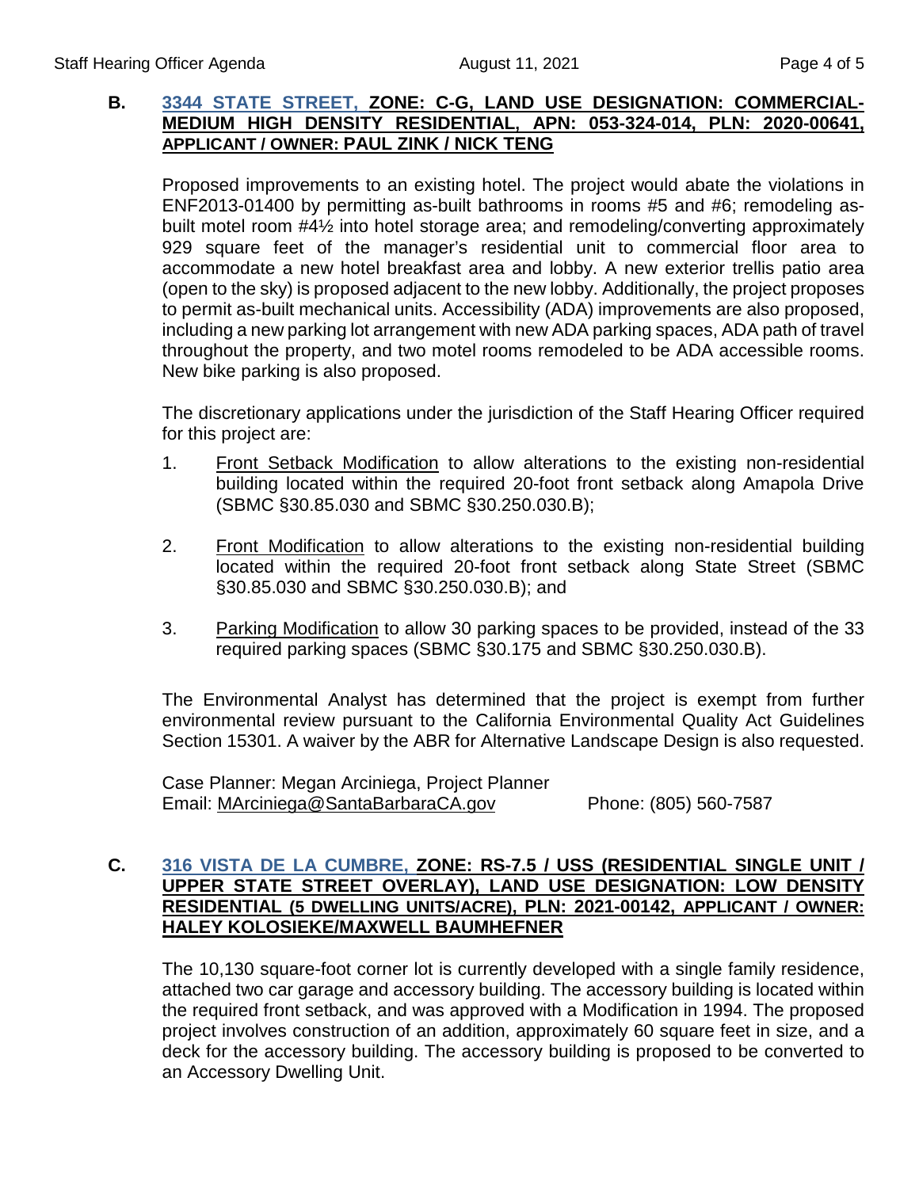**B. 3344 STATE STREET, ZONE: C-G, LAND USE DESIGNATION: COMMERCIAL-MEDIUM HIGH DENSITY RESIDENTIAL, APN: 053-324-014, PLN: 2020-00641, APPLICANT / OWNER: PAUL ZINK / NICK TENG**

Proposed improvements to an existing hotel. The project would abate the violations in ENF2013-01400 by permitting as-built bathrooms in rooms #5 and #6; remodeling as-built motel room #4½ into hotel storage area; and remodeling/converting approximately 929 square feet of the manager's residential unit to commercial floor area to accommodate a new hotel breakfast area and lobby. A new exterior trellis patio area (open to the sky) is proposed adjacent to the new lobby. Additionally, the project proposes to permit as-built mechanical units. Accessibility (ADA) improvements are also proposed, including a new parking lot arrangement with new ADA parking spaces, ADA path of travel throughout the property, and two motel rooms remodeled to be ADA accessible rooms. New bike parking is also proposed.

The discretionary applications under the jurisdiction of the Staff Hearing Officer required for this project are:

1. Front Setback Modification to allow alterations to the existing non-residential building located within the required 20-foot front setback along Amapola Drive (SBMC §30.85.030 and SBMC §30.250.030.B);

2. Front Modification to allow alterations to the existing non-residential building located within the required 20-foot front setback along State Street (SBMC §30.85.030 and SBMC §30.250.030.B); and

3. Parking Modification to allow 30 parking spaces to be provided, instead of the 33 required parking spaces (SBMC §30.175 and SBMC §30.250.030.B).

The Environmental Analyst has determined that the project is exempt from further environmental review pursuant to the California Environmental Quality Act Guidelines Section 15301. A waiver by the ABR for Alternative Landscape Design is also requested.

Case Planner: Megan Arciniega, Project Planner
Email: MArciniega@SantaBarbaraCA.gov Phone: (805) 560-7587

**C. 316 VISTA DE LA CUMBRE, ZONE: RS-7.5 / USS (RESIDENTIAL SINGLE UNIT / UPPER STATE STREET OVERLAY), LAND USE DESIGNATION: LOW DENSITY RESIDENTIAL (5 DWELLING UNITS/ACRE), PLN: 2021-00142, APPLICANT / OWNER: HALEY KOLOSIEKE/MAXWELL BAUMHEFNER**

The 10,130 square-foot corner lot is currently developed with a single family residence, attached two car garage and accessory building. The accessory building is located within the required front setback, and was approved with a Modification in 1994. The proposed project involves construction of an addition, approximately 60 square feet in size, and a deck for the accessory building. The accessory building is proposed to be converted to an Accessory Dwelling Unit.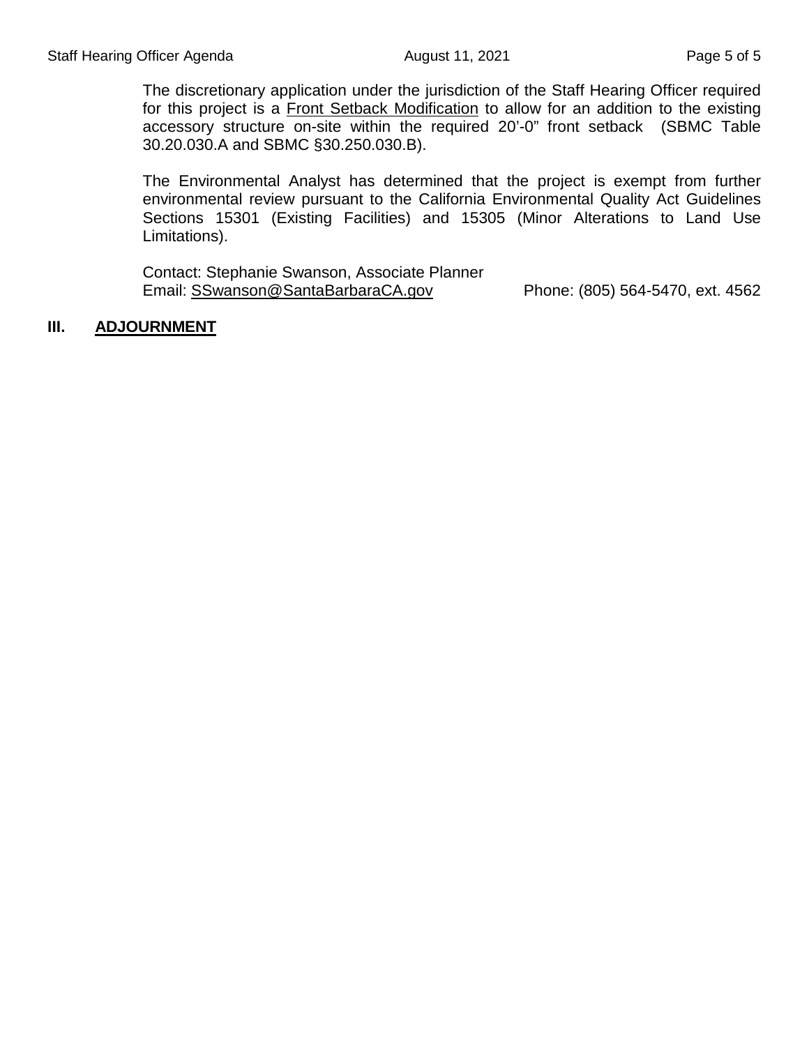The discretionary application under the jurisdiction of the Staff Hearing Officer required for this project is a Front Setback Modification to allow for an addition to the existing accessory structure on-site within the required 20'-0" front setback (SBMC Table 30.20.030.A and SBMC §30.250.030.B).

The Environmental Analyst has determined that the project is exempt from further environmental review pursuant to the California Environmental Quality Act Guidelines Sections 15301 (Existing Facilities) and 15305 (Minor Alterations to Land Use Limitations).

Contact: Stephanie Swanson, Associate Planner
Email: SSwanson@SantaBarbaraCA.gov Phone: (805) 564-5470, ext. 4562

## III. ADJOURNMENT